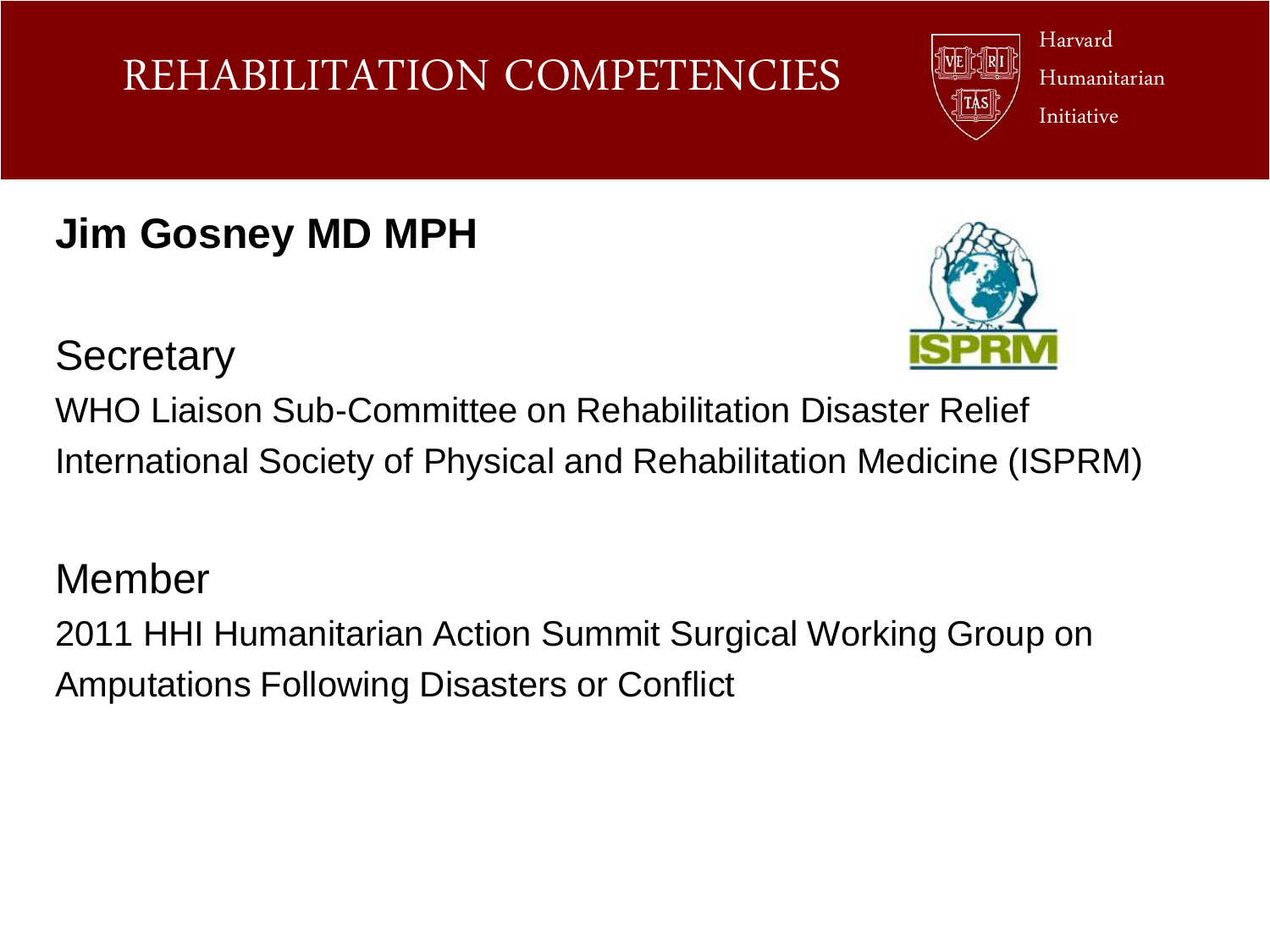# REHABILITATION COMPETENCIES

Harvard Humanitarian Initiative

**Jim Gosney MD MPH**

Secretary

WHO Liaison Sub-Committee on Rehabilitation Disaster Relief

International Society of Physical and Rehabilitation Medicine (ISPRM)

Member

2011 HHI Humanitarian Action Summit Surgical Working Group on Amputations Following Disasters or Conflict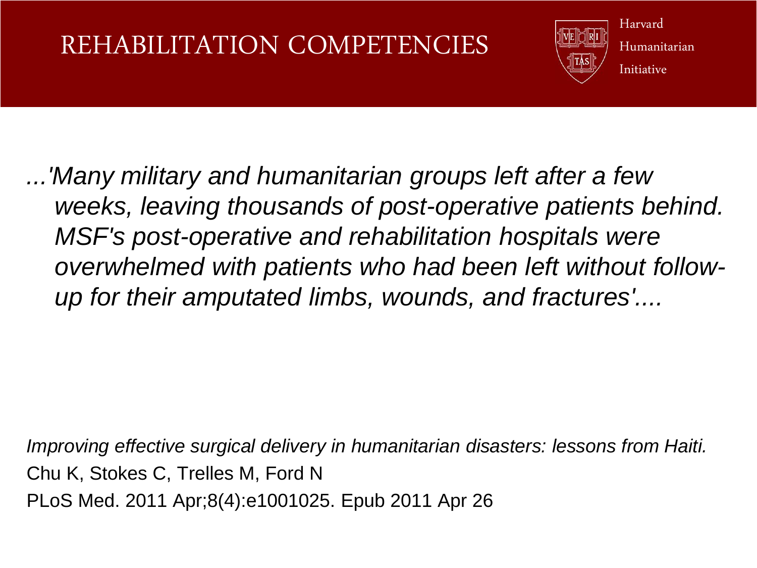# REHABILITATION COMPETENCIES

*...'Many military and humanitarian groups left after a few weeks, leaving thousands of post-operative patients behind. MSF's post-operative and rehabilitation hospitals were overwhelmed with patients who had been left without follow-up for their amputated limbs, wounds, and fractures'....*

*Improving effective surgical delivery in humanitarian disasters: lessons from Haiti.*
Chu K, Stokes C, Trelles M, Ford N
PLoS Med. 2011 Apr;8(4):e1001025. Epub 2011 Apr 26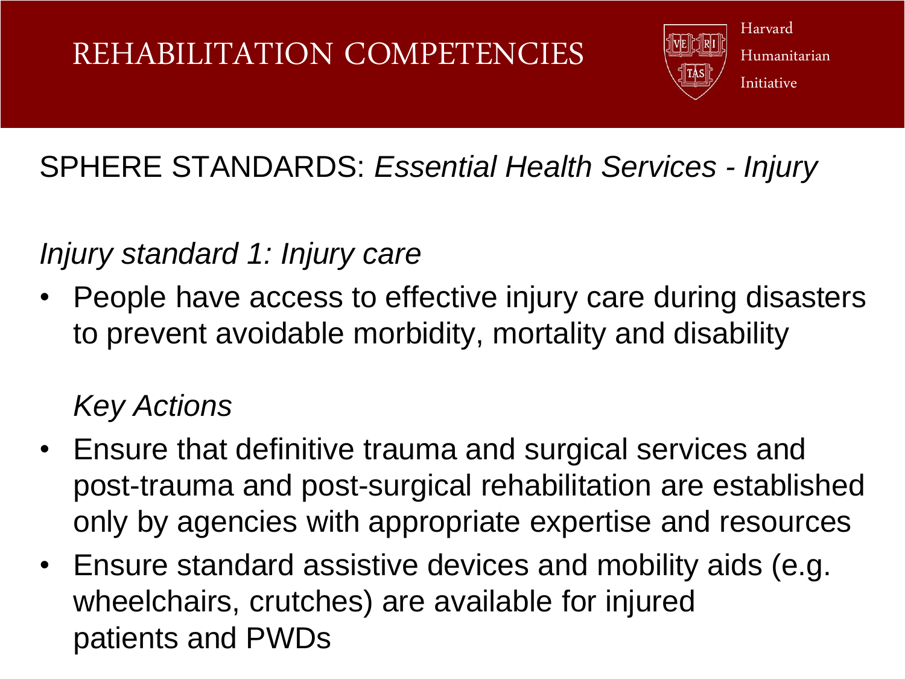# REHABILITATION COMPETENCIES

Harvard Humanitarian Initiative

## SPHERE STANDARDS: *Essential Health Services - Injury*

*Injury standard 1: Injury care*

- People have access to effective injury care during disasters to prevent avoidable morbidity, mortality and disability

  *Key Actions*

- Ensure that definitive trauma and surgical services and post-trauma and post-surgical rehabilitation are established only by agencies with appropriate expertise and resources
- Ensure standard assistive devices and mobility aids (e.g. wheelchairs, crutches) are available for injured patients and PWDs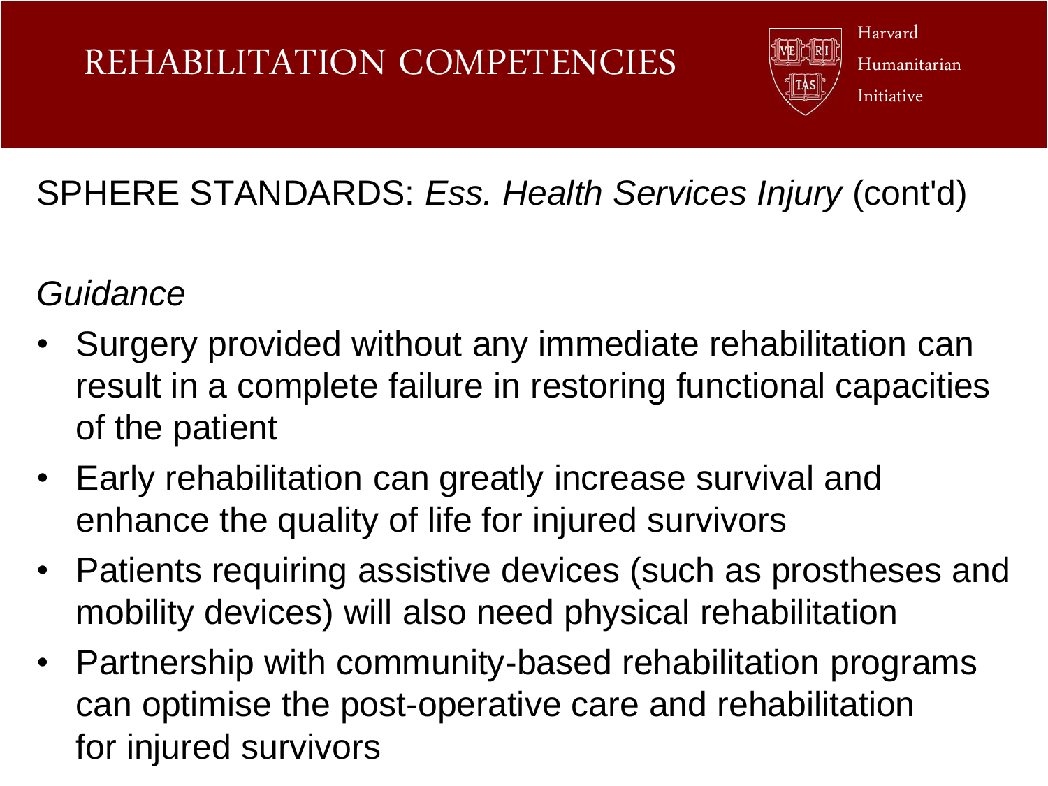# REHABILITATION COMPETENCIES

## SPHERE STANDARDS: *Ess. Health Services Injury* (cont'd)

*Guidance*

- Surgery provided without any immediate rehabilitation can result in a complete failure in restoring functional capacities of the patient
- Early rehabilitation can greatly increase survival and enhance the quality of life for injured survivors
- Patients requiring assistive devices (such as prostheses and mobility devices) will also need physical rehabilitation
- Partnership with community-based rehabilitation programs can optimise the post-operative care and rehabilitation for injured survivors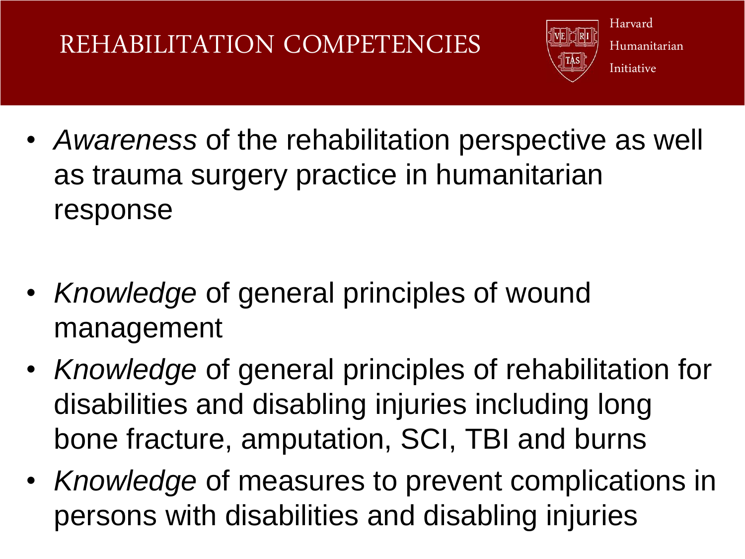# REHABILITATION COMPETENCIES

- *Awareness* of the rehabilitation perspective as well as trauma surgery practice in humanitarian response

- *Knowledge* of general principles of wound management
- *Knowledge* of general principles of rehabilitation for disabilities and disabling injuries including long bone fracture, amputation, SCI, TBI and burns
- *Knowledge* of measures to prevent complications in persons with disabilities and disabling injuries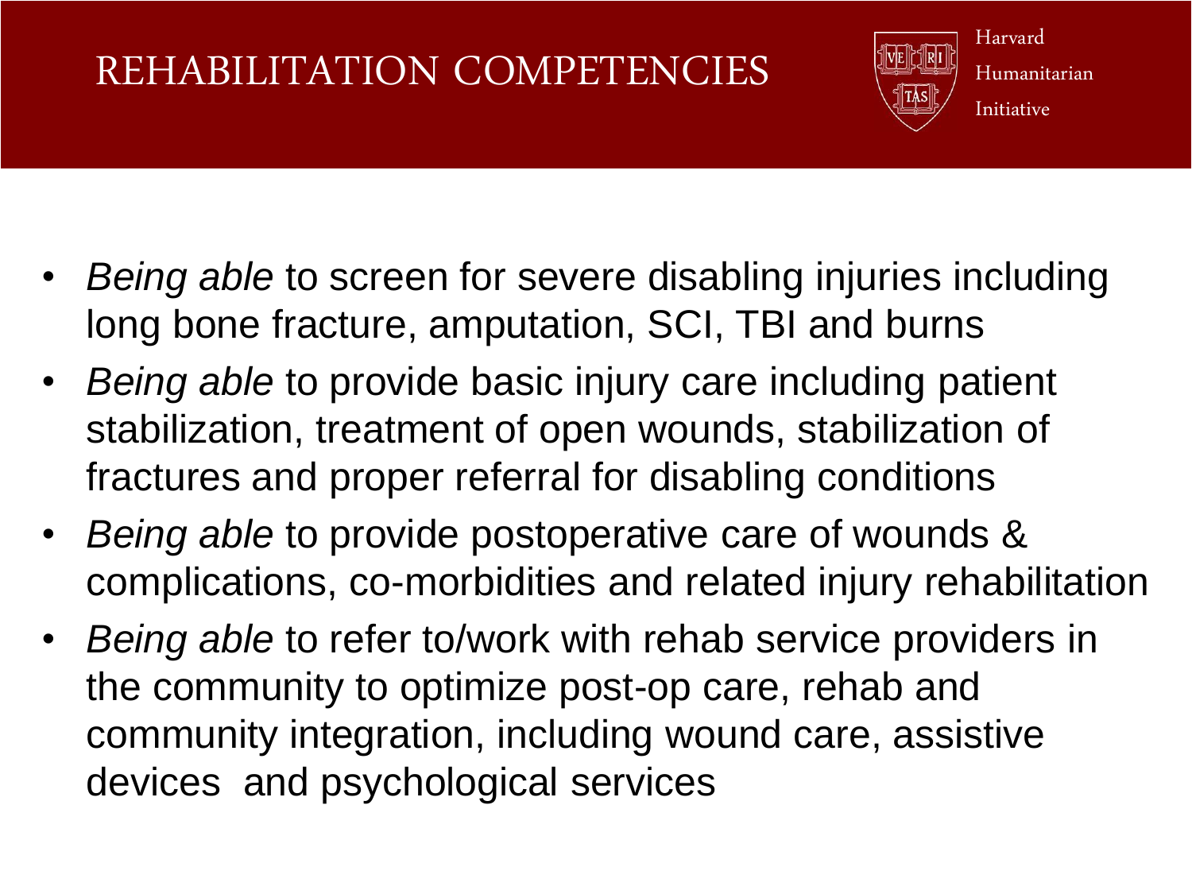# REHABILITATION COMPETENCIES

Harvard Humanitarian Initiative

- *Being able* to screen for severe disabling injuries including long bone fracture, amputation, SCI, TBI and burns
- *Being able* to provide basic injury care including patient stabilization, treatment of open wounds, stabilization of fractures and proper referral for disabling conditions
- *Being able* to provide postoperative care of wounds & complications, co-morbidities and related injury rehabilitation
- *Being able* to refer to/work with rehab service providers in the community to optimize post-op care, rehab and community integration, including wound care, assistive devices and psychological services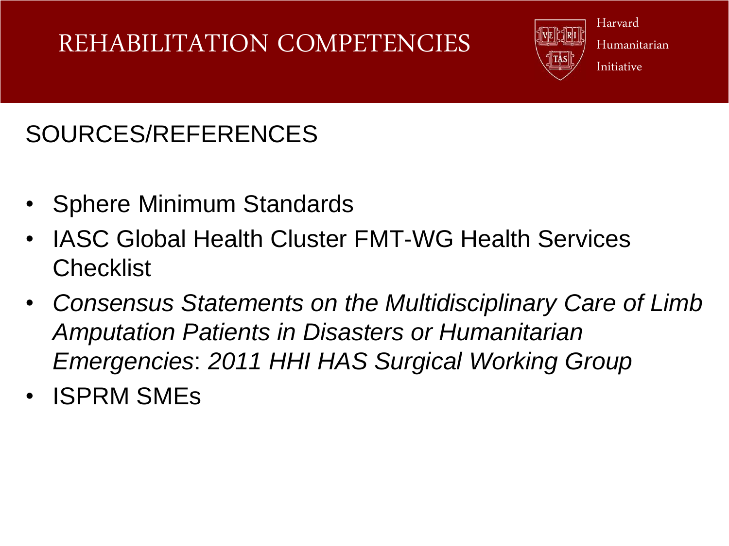# REHABILITATION COMPETENCIES

Harvard Humanitarian Initiative

## SOURCES/REFERENCES

- Sphere Minimum Standards
- IASC Global Health Cluster FMT-WG Health Services Checklist
- *Consensus Statements on the Multidisciplinary Care of Limb Amputation Patients in Disasters or Humanitarian Emergencies*: *2011 HHI HAS Surgical Working Group*
- ISPRM SMEs